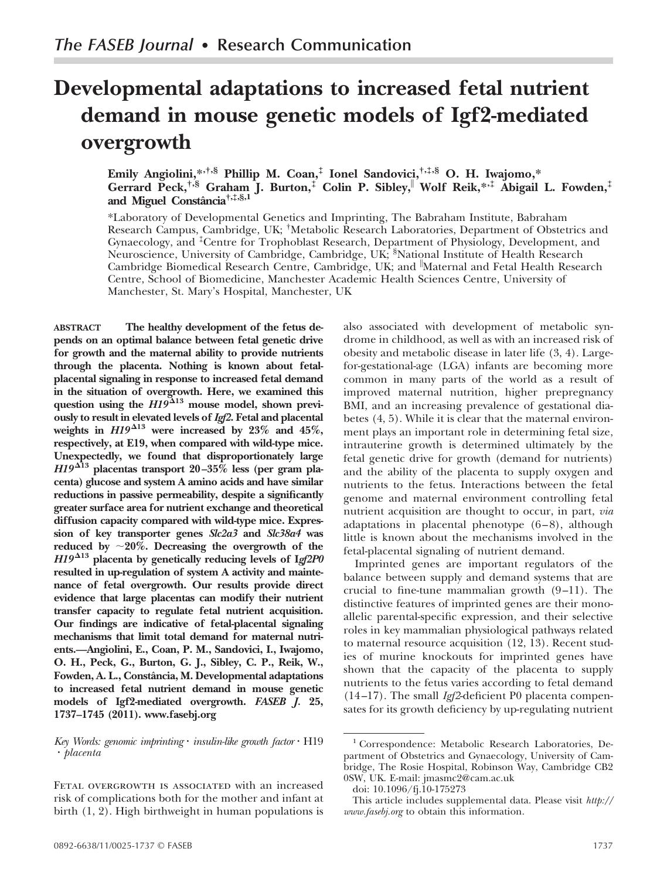*The FASEB Journal* • Research Communication

# Developmental adaptations to increased fetal nutrient demand in mouse genetic models of Igf2-mediated overgrowth

**Emily Angiolini,[*,†,§] Phillip M. Coan,[‡] Ionel Sandovici,[†,‡,§] O. H. Iwajomo,[*] Gerrard Peck,[†,§] Graham J. Burton,[‡] Colin P. Sibley,[‖] Wolf Reik,[*,‡] Abigail L. Fowden,[‡] and Miguel Constância[†,‡,§,1]**

[*]Laboratory of Developmental Genetics and Imprinting, The Babraham Institute, Babraham Research Campus, Cambridge, UK; [†]Metabolic Research Laboratories, Department of Obstetrics and Gynaecology, and [‡]Centre for Trophoblast Research, Department of Physiology, Development, and Neuroscience, University of Cambridge, Cambridge, UK; [§]National Institute of Health Research Cambridge Biomedical Research Centre, Cambridge, UK; and [‖]Maternal and Fetal Health Research Centre, School of Biomedicine, Manchester Academic Health Sciences Centre, University of Manchester, St. Mary's Hospital, Manchester, UK

**ABSTRACT** **The healthy development of the fetus depends on an optimal balance between fetal genetic drive for growth and the maternal ability to provide nutrients through the placenta. Nothing is known about fetal-placental signaling in response to increased fetal demand in the situation of overgrowth. Here, we examined this question using the *H19*$^{\Delta 13}$ mouse model, shown previously to result in elevated levels of *Igf2*. Fetal and placental weights in *H19*$^{\Delta 13}$ were increased by 23% and 45%, respectively, at E19, when compared with wild-type mice. Unexpectedly, we found that disproportionately large *H19*$^{\Delta 13}$ placentas transport 20–35% less (per gram placenta) glucose and system A amino acids and have similar reductions in passive permeability, despite a significantly greater surface area for nutrient exchange and theoretical diffusion capacity compared with wild-type mice. Expression of key transporter genes *Slc2a3* and *Slc38a4* was reduced by ~20%. Decreasing the overgrowth of the *H19*$^{\Delta 13}$ placenta by genetically reducing levels of I*gf2P0* resulted in up-regulation of system A activity and maintenance of fetal overgrowth. Our results provide direct evidence that large placentas can modify their nutrient transfer capacity to regulate fetal nutrient acquisition. Our findings are indicative of fetal-placental signaling mechanisms that limit total demand for maternal nutrients.—Angiolini, E., Coan, P. M., Sandovici, I., Iwajomo, O. H., Peck, G., Burton, G. J., Sibley, C. P., Reik, W., Fowden, A. L., Constância, M. Developmental adaptations to increased fetal nutrient demand in mouse genetic models of Igf2-mediated overgrowth. *FASEB J.* 25, 1737–1745 (2011). www.fasebj.org**

*Key Words: genomic imprinting · insulin-like growth factor · H19 · placenta*

Fetal overgrowth is associated with an increased risk of complications both for the mother and infant at birth (1, 2). High birthweight in human populations is also associated with development of metabolic syndrome in childhood, as well as with an increased risk of obesity and metabolic disease in later life (3, 4). Large-for-gestational-age (LGA) infants are becoming more common in many parts of the world as a result of improved maternal nutrition, higher prepregnancy BMI, and an increasing prevalence of gestational diabetes (4, 5). While it is clear that the maternal environment plays an important role in determining fetal size, intrauterine growth is determined ultimately by the fetal genetic drive for growth (demand for nutrients) and the ability of the placenta to supply oxygen and nutrients to the fetus. Interactions between the fetal genome and maternal environment controlling fetal nutrient acquisition are thought to occur, in part, *via* adaptations in placental phenotype (6–8), although little is known about the mechanisms involved in the fetal-placental signaling of nutrient demand.

Imprinted genes are important regulators of the balance between supply and demand systems that are crucial to fine-tune mammalian growth (9–11). The distinctive features of imprinted genes are their monoallelic parental-specific expression, and their selective roles in key mammalian physiological pathways related to maternal resource acquisition (12, 13). Recent studies of murine knockouts for imprinted genes have shown that the capacity of the placenta to supply nutrients to the fetus varies according to fetal demand (14–17). The small *Igf2*-deficient P0 placenta compensates for its growth deficiency by up-regulating nutrient

---

[1] Correspondence: Metabolic Research Laboratories, Department of Obstetrics and Gynaecology, University of Cambridge, The Rosie Hospital, Robinson Way, Cambridge CB2 0SW, UK. E-mail: jmasmc2@cam.ac.uk

doi: 10.1096/fj.10-175273

This article includes supplemental data. Please visit *http://www.fasebj.org* to obtain this information.

0892-6638/11/0025-1737 © FASEB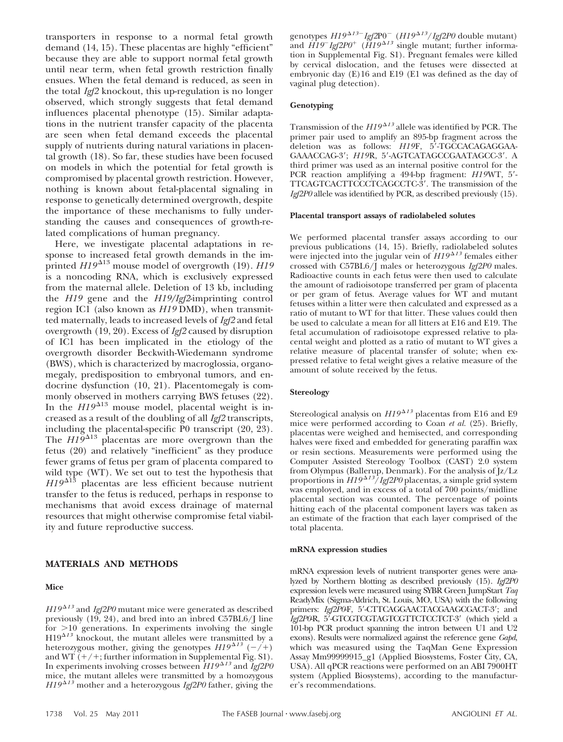transporters in response to a normal fetal growth demand (14, 15). These placentas are highly "efficient" because they are able to support normal fetal growth until near term, when fetal growth restriction finally ensues. When the fetal demand is reduced, as seen in the total *Igf2* knockout, this up-regulation is no longer observed, which strongly suggests that fetal demand influences placental phenotype (15). Similar adaptations in the nutrient transfer capacity of the placenta are seen when fetal demand exceeds the placental supply of nutrients during natural variations in placental growth (18). So far, these studies have been focused on models in which the potential for fetal growth is compromised by placental growth restriction. However, nothing is known about fetal-placental signaling in response to genetically determined overgrowth, despite the importance of these mechanisms to fully understanding the causes and consequences of growth-related complications of human pregnancy.

Here, we investigate placental adaptations in response to increased fetal growth demands in the imprinted $H19^{\Delta13}$ mouse model of overgrowth (19). *H19* is a noncoding RNA, which is exclusively expressed from the maternal allele. Deletion of 13 kb, including the *H19* gene and the *H19/Igf2*-imprinting control region IC1 (also known as *H19* DMD), when transmitted maternally, leads to increased levels of *Igf2* and fetal overgrowth (19, 20). Excess of *Igf2* caused by disruption of IC1 has been implicated in the etiology of the overgrowth disorder Beckwith-Wiedemann syndrome (BWS), which is characterized by macroglossia, organomegaly, predisposition to embryonal tumors, and endocrine dysfunction (10, 21). Placentomegaly is commonly observed in mothers carrying BWS fetuses (22). In the $H19^{\Delta13}$ mouse model, placental weight is increased as a result of the doubling of all *Igf2* transcripts, including the placental-specific P0 transcript (20, 23). The $H19^{\Delta13}$ placentas are more overgrown than the fetus (20) and relatively "inefficient" as they produce fewer grams of fetus per gram of placenta compared to wild type (WT). We set out to test the hypothesis that $H19^{\Delta13}$ placentas are less efficient because nutrient transfer to the fetus is reduced, perhaps in response to mechanisms that avoid excess drainage of maternal resources that might otherwise compromise fetal viability and future reproductive success.

## MATERIALS AND METHODS

### Mice

$H19^{\Delta13}$ and *Igf2P0* mutant mice were generated as described previously (19, 24), and bred into an inbred C57BL6/J line for >10 generations. In experiments involving the single $H19^{\Delta13}$ knockout, the mutant alleles were transmitted by a heterozygous mother, giving the genotypes $H19^{\Delta13}$ (−/+) and WT (+/+; further information in Supplemental Fig. S1). In experiments involving crosses between $H19^{\Delta13}$ and *Igf2P0* mice, the mutant alleles were transmitted by a homozygous $H19^{\Delta13}$ mother and a heterozygous *Igf2P0* father, giving the genotypes $H19^{\Delta13-}Igf2P0^{-}$ ($H19^{\Delta13}$/*Igf2P0* double mutant) and $H19^{-}Igf2P0^{+}$ ($H19^{\Delta13}$ single mutant; further information in Supplemental Fig. S1). Pregnant females were killed by cervical dislocation, and the fetuses were dissected at embryonic day (E)16 and E19 (E1 was defined as the day of vaginal plug detection).

### Genotyping

Transmission of the $H19^{\Delta13}$ allele was identified by PCR. The primer pair used to amplify an 895-bp fragment across the deletion was as follows: *H19*F, 5′-TGCCACAGAGGAAGAAACCAG-3′; *H19*R, 5′-AGTCATAGCCGAATAGCC-3′. A third primer was used as an internal positive control for the PCR reaction amplifying a 494-bp fragment: *H19*WT, 5′-TTCAGTCACTTCCCTCAGCCTC-3′. The transmission of the *Igf2P0* allele was identified by PCR, as described previously (15).

### Placental transport assays of radiolabeled solutes

We performed placental transfer assays according to our previous publications (14, 15). Briefly, radiolabeled solutes were injected into the jugular vein of $H19^{\Delta13}$ females either crossed with C57BL6/J males or heterozygous *Igf2P0* males. Radioactive counts in each fetus were then used to calculate the amount of radioisotope transferred per gram of placenta or per gram of fetus. Average values for WT and mutant fetuses within a litter were then calculated and expressed as a ratio of mutant to WT for that litter. These values could then be used to calculate a mean for all litters at E16 and E19. The fetal accumulation of radioisotope expressed relative to placental weight and plotted as a ratio of mutant to WT gives a relative measure of placental transfer of solute; when expressed relative to fetal weight gives a relative measure of the amount of solute received by the fetus.

### Stereology

Stereological analysis on $H19^{\Delta13}$ placentas from E16 and E9 mice were performed according to Coan *et al.* (25). Briefly, placentas were weighed and hemisected, and corresponding halves were fixed and embedded for generating paraffin wax or resin sections. Measurements were performed using the Computer Assisted Stereology Toolbox (CAST) 2.0 system from Olympus (Ballerup, Denmark). For the analysis of Jz/Lz proportions in $H19^{\Delta13}$/*Igf2P0* placentas, a simple grid system was employed, and in excess of a total of 700 points/midline placental section was counted. The percentage of points hitting each of the placental component layers was taken as an estimate of the fraction that each layer comprised of the total placenta.

### mRNA expression studies

mRNA expression levels of nutrient transporter genes were analyzed by Northern blotting as described previously (15). *Igf2P0* expression levels were measured using SYBR Green JumpStart *Taq* ReadyMix (Sigma-Aldrich, St. Louis, MO, USA) with the following primers: *Igf2P0*F, 5′-CTTCAGGAACTACGAAGCGACT-3′; *Igf2P0*R, 5′-GTCGTCGTAGTCGTTCTCCTCT-3′ (which yield a 101-bp PCR product spanning the intron between U1 and U2 exons). Results were normalized against the reference gene *Gapd*, which was measured using the TaqMan Gene Expression Assay Mm99999915_g1 (Applied Biosystems, Foster City, CA, USA). All qPCR reactions were performed on an ABI 7900HT system (Applied Biosystems), according to the manufacturer's recommendations.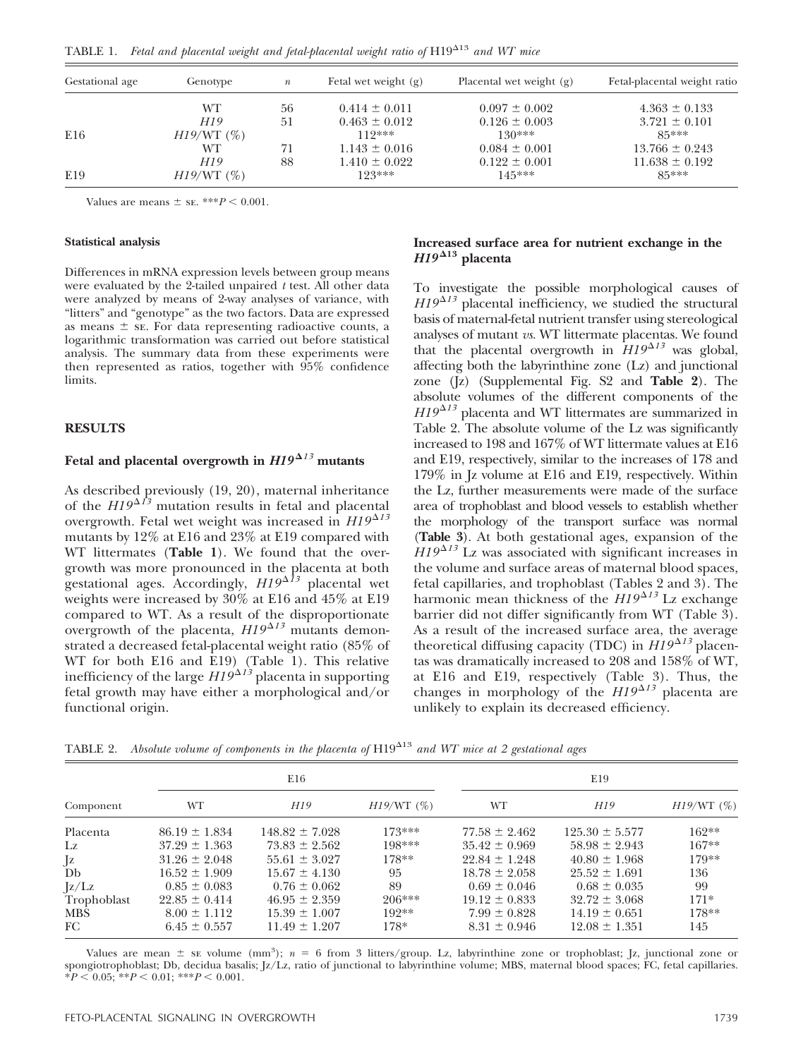TABLE 1. *Fetal and placental weight and fetal-placental weight ratio of* $H19^{\Delta 13}$ *and WT mice*

| Gestational age | Genotype | *n* | Fetal wet weight (g) | Placental wet weight (g) | Fetal-placental weight ratio |
|---|---|---|---|---|---|
| | WT | 56 | 0.414 ± 0.011 | 0.097 ± 0.002 | 4.363 ± 0.133 |
| | *H19* | 51 | 0.463 ± 0.012 | 0.126 ± 0.003 | 3.721 ± 0.101 |
| E16 | *H19*/WT (%) | | 112*** | 130*** | 85*** |
| | WT | 71 | 1.143 ± 0.016 | 0.084 ± 0.001 | 13.766 ± 0.243 |
| | *H19* | 88 | 1.410 ± 0.022 | 0.122 ± 0.001 | 11.638 ± 0.192 |
| E19 | *H19*/WT (%) | | 123*** | 145*** | 85*** |

Values are means ± SE. ***$P < 0.001$.

#### Statistical analysis

Differences in mRNA expression levels between group means were evaluated by the 2-tailed unpaired *t* test. All other data were analyzed by means of 2-way analyses of variance, with "litters" and "genotype" as the two factors. Data are expressed as means ± SE. For data representing radioactive counts, a logarithmic transformation was carried out before statistical analysis. The summary data from these experiments were then represented as ratios, together with 95% confidence limits.

## RESULTS

### Fetal and placental overgrowth in $H19^{\Delta 13}$ mutants

As described previously (19, 20), maternal inheritance of the $H19^{\Delta 13}$ mutation results in fetal and placental overgrowth. Fetal wet weight was increased in $H19^{\Delta 13}$ mutants by 12% at E16 and 23% at E19 compared with WT littermates (**Table 1**). We found that the overgrowth was more pronounced in the placenta at both gestational ages. Accordingly, $H19^{\Delta 13}$ placental wet weights were increased by 30% at E16 and 45% at E19 compared to WT. As a result of the disproportionate overgrowth of the placenta, $H19^{\Delta 13}$ mutants demonstrated a decreased fetal-placental weight ratio (85% of WT for both E16 and E19) (Table 1). This relative inefficiency of the large $H19^{\Delta 13}$ placenta in supporting fetal growth may have either a morphological and/or functional origin.

### Increased surface area for nutrient exchange in the $H19^{\Delta 13}$ placenta

To investigate the possible morphological causes of $H19^{\Delta 13}$ placental inefficiency, we studied the structural basis of maternal-fetal nutrient transfer using stereological analyses of mutant *vs.* WT littermate placentas. We found that the placental overgrowth in $H19^{\Delta 13}$ was global, affecting both the labyrinthine zone (Lz) and junctional zone (Jz) (Supplemental Fig. S2 and **Table 2**). The absolute volumes of the different components of the $H19^{\Delta 13}$ placenta and WT littermates are summarized in Table 2. The absolute volume of the Lz was significantly increased to 198 and 167% of WT littermate values at E16 and E19, respectively, similar to the increases of 178 and 179% in Jz volume at E16 and E19, respectively. Within the Lz, further measurements were made of the surface area of trophoblast and blood vessels to establish whether the morphology of the transport surface was normal (**Table 3**). At both gestational ages, expansion of the $H19^{\Delta 13}$ Lz was associated with significant increases in the volume and surface areas of maternal blood spaces, fetal capillaries, and trophoblast (Tables 2 and 3). The harmonic mean thickness of the $H19^{\Delta 13}$ Lz exchange barrier did not differ significantly from WT (Table 3). As a result of the increased surface area, the average theoretical diffusing capacity (TDC) in $H19^{\Delta 13}$ placentas was dramatically increased to 208 and 158% of WT, at E16 and E19, respectively (Table 3). Thus, the changes in morphology of the $H19^{\Delta 13}$ placenta are unlikely to explain its decreased efficiency.

TABLE 2. *Absolute volume of components in the placenta of* $H19^{\Delta 13}$ *and WT mice at 2 gestational ages*

| | E16 | | | E19 | | |
|---|---|---|---|---|---|---|
| Component | WT | *H19* | *H19*/WT (%) | WT | *H19* | *H19*/WT (%) |
| Placenta | 86.19 ± 1.834 | 148.82 ± 7.028 | 173*** | 77.58 ± 2.462 | 125.30 ± 5.577 | 162** |
| Lz | 37.29 ± 1.363 | 73.83 ± 2.562 | 198*** | 35.42 ± 0.969 | 58.98 ± 2.943 | 167** |
| Jz | 31.26 ± 2.048 | 55.61 ± 3.027 | 178** | 22.84 ± 1.248 | 40.80 ± 1.968 | 179** |
| Db | 16.52 ± 1.909 | 15.67 ± 4.130 | 95 | 18.78 ± 2.058 | 25.52 ± 1.691 | 136 |
| Jz/Lz | 0.85 ± 0.083 | 0.76 ± 0.062 | 89 | 0.69 ± 0.046 | 0.68 ± 0.035 | 99 |
| Trophoblast | 22.85 ± 0.414 | 46.95 ± 2.359 | 206*** | 19.12 ± 0.833 | 32.72 ± 3.068 | 171* |
| MBS | 8.00 ± 1.112 | 15.39 ± 1.007 | 192** | 7.99 ± 0.828 | 14.19 ± 0.651 | 178** |
| FC | 6.45 ± 0.557 | 11.49 ± 1.207 | 178* | 8.31 ± 0.946 | 12.08 ± 1.351 | 145 |

Values are mean ± SE volume ($mm^3$); $n = 6$ from 3 litters/group. Lz, labyrinthine zone or trophoblast; Jz, junctional zone or spongiotrophoblast; Db, decidua basalis; Jz/Lz, ratio of junctional to labyrinthine volume; MBS, maternal blood spaces; FC, fetal capillaries. *$P < 0.05$; **$P < 0.01$; ***$P < 0.001$.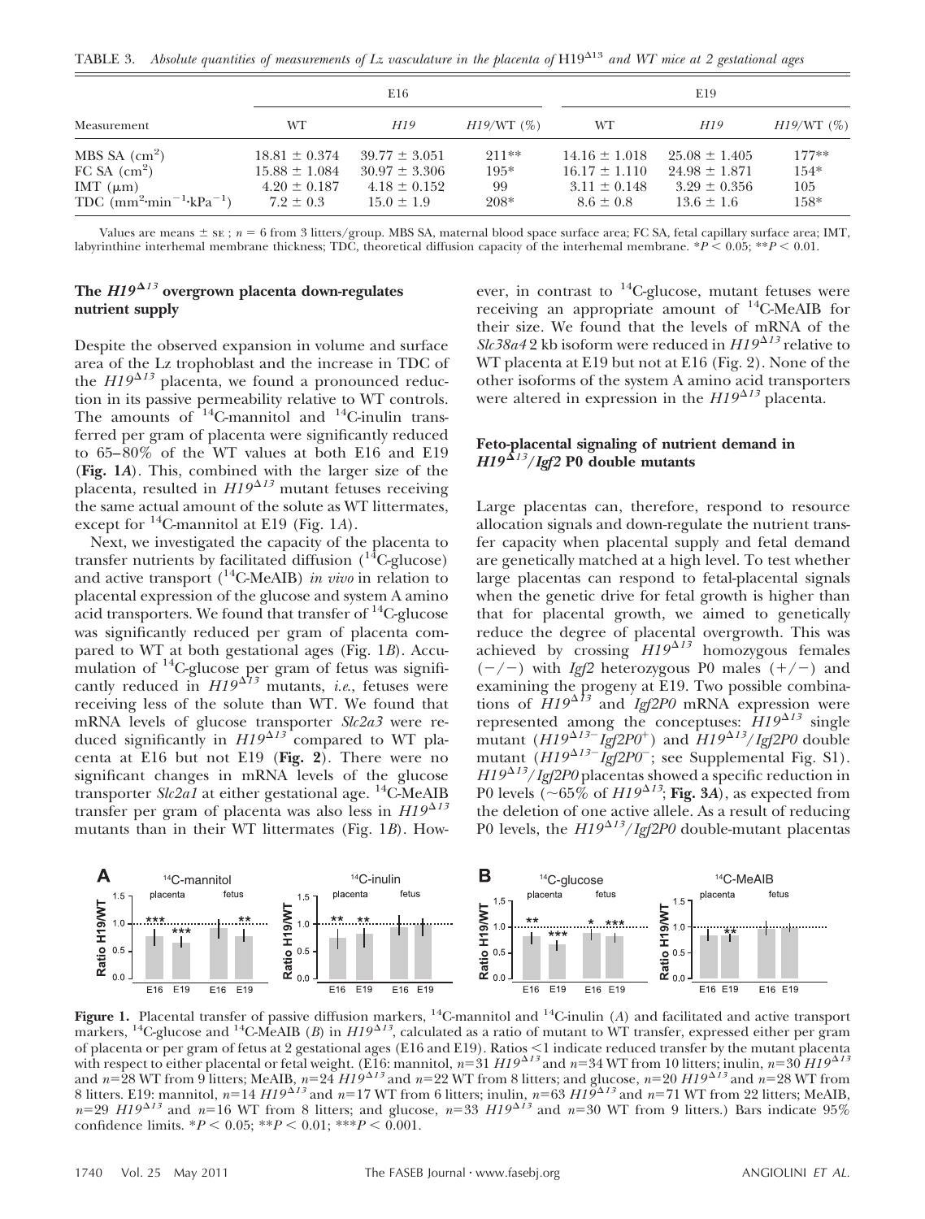TABLE 3. *Absolute quantities of measurements of Lz vasculature in the placenta of* $H19^{\Delta13}$ *and WT mice at 2 gestational ages*

| Measurement | E16 | | | E19 | | |
|---|---|---|---|---|---|---|
| | WT | *H19* | *H19*/WT (%) | WT | *H19* | *H19*/WT (%) |
| MBS SA ($cm^2$) | 18.81 ± 0.374 | 39.77 ± 3.051 | 211** | 14.16 ± 1.018 | 25.08 ± 1.405 | 177** |
| FC SA ($cm^2$) | 15.88 ± 1.084 | 30.97 ± 3.306 | 195* | 16.17 ± 1.110 | 24.98 ± 1.871 | 154* |
| IMT (μm) | 4.20 ± 0.187 | 4.18 ± 0.152 | 99 | 3.11 ± 0.148 | 3.29 ± 0.356 | 105 |
| TDC ($mm^2 \cdot min^{-1} \cdot kPa^{-1}$) | 7.2 ± 0.3 | 15.0 ± 1.9 | 208* | 8.6 ± 0.8 | 13.6 ± 1.6 | 158* |

Values are means ± SE; $n = 6$ from 3 litters/group. MBS SA, maternal blood space surface area; FC SA, fetal capillary surface area; IMT, labyrinthine interhemal membrane thickness; TDC, theoretical diffusion capacity of the interhemal membrane. *$P < 0.05$; **$P < 0.01$.

### The $H19^{\Delta13}$ overgrown placenta down-regulates nutrient supply

Despite the observed expansion in volume and surface area of the Lz trophoblast and the increase in TDC of the $H19^{\Delta13}$ placenta, we found a pronounced reduction in its passive permeability relative to WT controls. The amounts of $^{14}$C-mannitol and $^{14}$C-inulin transferred per gram of placenta were significantly reduced to 65–80% of the WT values at both E16 and E19 (**Fig. 1A**). This, combined with the larger size of the placenta, resulted in $H19^{\Delta13}$ mutant fetuses receiving the same actual amount of the solute as WT littermates, except for $^{14}$C-mannitol at E19 (Fig. 1A).

Next, we investigated the capacity of the placenta to transfer nutrients by facilitated diffusion ($^{14}$C-glucose) and active transport ($^{14}$C-MeAIB) *in vivo* in relation to placental expression of the glucose and system A amino acid transporters. We found that transfer of $^{14}$C-glucose was significantly reduced per gram of placenta compared to WT at both gestational ages (Fig. 1B). Accumulation of $^{14}$C-glucose per gram of fetus was significantly reduced in $H19^{\Delta13}$ mutants, *i.e.*, fetuses were receiving less of the solute than WT. We found that mRNA levels of glucose transporter *Slc2a3* were reduced significantly in $H19^{\Delta13}$ compared to WT placenta at E16 but not E19 (**Fig. 2**). There were no significant changes in mRNA levels of the glucose transporter *Slc2a1* at either gestational age. $^{14}$C-MeAIB transfer per gram of placenta was also less in $H19^{\Delta13}$ mutants than in their WT littermates (Fig. 1B). However, in contrast to $^{14}$C-glucose, mutant fetuses were receiving an appropriate amount of $^{14}$C-MeAIB for their size. We found that the levels of mRNA of the *Slc38a4* 2 kb isoform were reduced in $H19^{\Delta13}$ relative to WT placenta at E19 but not at E16 (Fig. 2). None of the other isoforms of the system A amino acid transporters were altered in expression in the $H19^{\Delta13}$ placenta.

### Feto-placental signaling of nutrient demand in $H19^{\Delta13}$/*Igf2* P0 double mutants

Large placentas can, therefore, respond to resource allocation signals and down-regulate the nutrient transfer capacity when placental supply and fetal demand are genetically matched at a high level. To test whether large placentas can respond to fetal-placental signals when the genetic drive for fetal growth is higher than that for placental growth, we aimed to genetically reduce the degree of placental overgrowth. This was achieved by crossing $H19^{\Delta13}$ homozygous females (−/−) with *Igf2* heterozygous P0 males (+/−) and examining the progeny at E19. Two possible combinations of $H19^{\Delta13}$ and *Igf2P0* mRNA expression were represented among the conceptuses: $H19^{\Delta13}$ single mutant ($H19^{\Delta13-}Igf2P0^{+}$) and $H19^{\Delta13}$/*Igf2P0* double mutant ($H19^{\Delta13-}Igf2P0^{-}$; see Supplemental Fig. S1). $H19^{\Delta13}$/*Igf2P0* placentas showed a specific reduction in P0 levels (~65% of $H19^{\Delta13}$; **Fig. 3A**), as expected from the deletion of one active allele. As a result of reducing P0 levels, the $H19^{\Delta13}$/*Igf2P0* double-mutant placentas

**Figure 1.** Placental transfer of passive diffusion markers, $^{14}$C-mannitol and $^{14}$C-inulin (*A*) and facilitated and active transport markers, $^{14}$C-glucose and $^{14}$C-MeAIB (*B*) in $H19^{\Delta13}$, calculated as a ratio of mutant to WT transfer, expressed either per gram of placenta or per gram of fetus at 2 gestational ages (E16 and E19). Ratios <1 indicate reduced transfer by the mutant placenta with respect to either placental or fetal weight. (E16: mannitol, $n$=31 $H19^{\Delta13}$ and $n$=34 WT from 10 litters; inulin, $n$=30 $H19^{\Delta13}$ and $n$=28 WT from 9 litters; MeAIB, $n$=24 $H19^{\Delta13}$ and $n$=22 WT from 8 litters; and glucose, $n$=20 $H19^{\Delta13}$ and $n$=28 WT from 8 litters. E19: mannitol, $n$=14 $H19^{\Delta13}$ and $n$=17 WT from 6 litters; inulin, $n$=63 $H19^{\Delta13}$ and $n$=71 WT from 22 litters; MeAIB, $n$=29 $H19^{\Delta13}$ and $n$=16 WT from 8 litters; and glucose, $n$=33 $H19^{\Delta13}$ and $n$=30 WT from 9 litters.) Bars indicate 95% confidence limits. *$P < 0.05$; **$P < 0.01$; ***$P < 0.001$.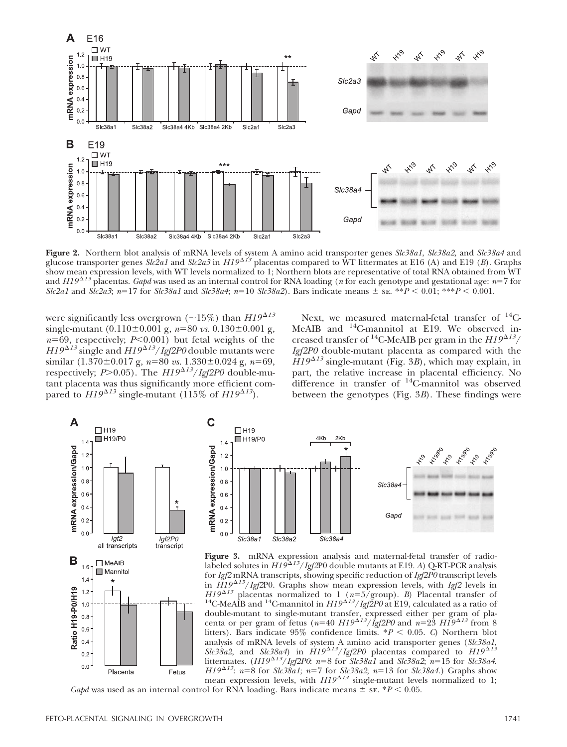**Figure 2.** Northern blot analysis of mRNA levels of system A amino acid transporter genes *Slc38a1*, *Slc38a2,* and *Slc38a4* and glucose transporter genes *Slc2a1* and *Slc2a3* in $H19^{\Delta 13}$ placentas compared to WT littermates at E16 (A) and E19 (*B*). Graphs show mean expression levels, with WT levels normalized to 1; Northern blots are representative of total RNA obtained from WT and $H19^{\Delta 13}$ placentas. *Gapd* was used as an internal control for RNA loading (*n* for each genotype and gestational age: $n=7$ for *Slc2a1* and *Slc2a3*; $n=17$ for *Slc38a1* and *Slc38a4*; $n=10$ *Slc38a2*). Bars indicate means ± SE. \*\*$P < 0.01$; \*\*\*$P < 0.001$.

were significantly less overgrown (~15%) than $H19^{\Delta 13}$ single-mutant (0.110±0.001 g, $n=80$ *vs.* 0.130±0.001 g, $n=69$, respectively; $P<0.001$) but fetal weights of the $H19^{\Delta 13}$ single and $H19^{\Delta 13}$/*Igf2P0* double mutants were similar (1.370±0.017 g, $n=80$ *vs.* 1.330±0.024 g, $n=69$, respectively; $P>0.05$). The $H19^{\Delta 13}$/*Igf2P0* double-mutant placenta was thus significantly more efficient compared to $H19^{\Delta 13}$ single-mutant (115% of $H19^{\Delta 13}$).

Next, we measured maternal-fetal transfer of $^{14}$C-MeAIB and $^{14}$C-mannitol at E19. We observed increased transfer of $^{14}$C-MeAIB per gram in the $H19^{\Delta 13}$/*Igf2P0* double-mutant placenta as compared with the $H19^{\Delta 13}$ single-mutant (Fig. 3*B*), which may explain, in part, the relative increase in placental efficiency. No difference in transfer of $^{14}$C-mannitol was observed between the genotypes (Fig. 3*B*). These findings were

**Figure 3.** mRNA expression analysis and maternal-fetal transfer of radiolabeled solutes in $H19^{\Delta 13}$/*Igf2*P0 double mutants at E19. *A*) Q-RT-PCR analysis for *Igf2* mRNA transcripts, showing specific reduction of *Igf2P0* transcript levels in $H19^{\Delta 13}$/*Igf2*P0. Graphs show mean expression levels, with *Igf2* levels in $H19^{\Delta 13}$ placentas normalized to 1 ($n=5$/group). *B*) Placental transfer of $^{14}$C-MeAIB and $^{14}$C-mannitol in $H19^{\Delta 13}$/*Igf2P0* at E19, calculated as a ratio of double-mutant to single-mutant transfer, expressed either per gram of placenta or per gram of fetus ($n=40$ $H19^{\Delta 13}$/*Igf2P0* and $n=23$ $H19^{\Delta 13}$ from 8 litters). Bars indicate 95% confidence limits. \*$P < 0.05$. *C*) Northern blot analysis of mRNA levels of system A amino acid transporter genes (*Slc38a1*, *Slc38a2*, and *Slc38a4*) in $H19^{\Delta 13}$/*Igf2P0* placentas compared to $H19^{\Delta 13}$ littermates. ($H19^{\Delta 13}$/*Igf2P0*: $n=8$ for *Slc38a1* and *Slc38a2*; $n=15$ for *Slc38a4*. $H19^{\Delta 13}$: $n=8$ for *Slc38a1*; $n=7$ for *Slc38a2*; $n=13$ for *Slc38a4*.) Graphs show mean expression levels, with $H19^{\Delta 13}$ single-mutant levels normalized to 1; *Gapd* was used as an internal control for RNA loading. Bars indicate means ± SE. \*$P < 0.05$.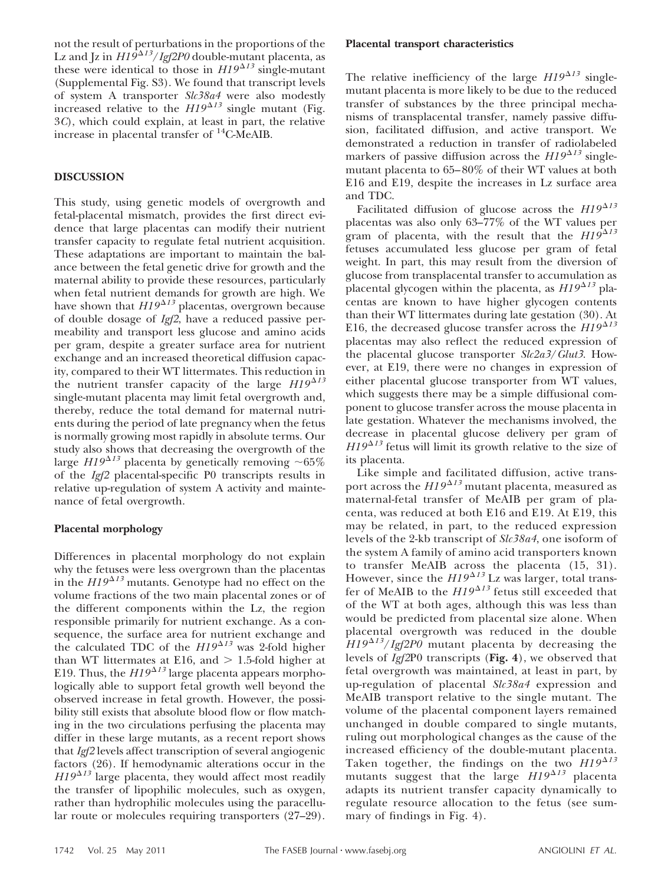not the result of perturbations in the proportions of the Lz and Jz in $H19^{\Delta 13}$/*Igf2P0* double-mutant placenta, as these were identical to those in $H19^{\Delta 13}$ single-mutant (Supplemental Fig. S3). We found that transcript levels of system A transporter *Slc38a4* were also modestly increased relative to the $H19^{\Delta 13}$ single mutant (Fig. 3*C*), which could explain, at least in part, the relative increase in placental transfer of $^{14}$C-MeAIB.

## DISCUSSION

This study, using genetic models of overgrowth and fetal-placental mismatch, provides the first direct evidence that large placentas can modify their nutrient transfer capacity to regulate fetal nutrient acquisition. These adaptations are important to maintain the balance between the fetal genetic drive for growth and the maternal ability to provide these resources, particularly when fetal nutrient demands for growth are high. We have shown that $H19^{\Delta 13}$ placentas, overgrown because of double dosage of *Igf2*, have a reduced passive permeability and transport less glucose and amino acids per gram, despite a greater surface area for nutrient exchange and an increased theoretical diffusion capacity, compared to their WT littermates. This reduction in the nutrient transfer capacity of the large $H19^{\Delta 13}$ single-mutant placenta may limit fetal overgrowth and, thereby, reduce the total demand for maternal nutrients during the period of late pregnancy when the fetus is normally growing most rapidly in absolute terms. Our study also shows that decreasing the overgrowth of the large $H19^{\Delta 13}$ placenta by genetically removing ~65% of the *Igf2* placental-specific P0 transcripts results in relative up-regulation of system A activity and maintenance of fetal overgrowth.

### Placental morphology

Differences in placental morphology do not explain why the fetuses were less overgrown than the placentas in the $H19^{\Delta 13}$ mutants. Genotype had no effect on the volume fractions of the two main placental zones or of the different components within the Lz, the region responsible primarily for nutrient exchange. As a consequence, the surface area for nutrient exchange and the calculated TDC of the $H19^{\Delta 13}$ was 2-fold higher than WT littermates at E16, and > 1.5-fold higher at E19. Thus, the $H19^{\Delta 13}$ large placenta appears morphologically able to support fetal growth well beyond the observed increase in fetal growth. However, the possibility still exists that absolute blood flow or flow matching in the two circulations perfusing the placenta may differ in these large mutants, as a recent report shows that *Igf2* levels affect transcription of several angiogenic factors (26). If hemodynamic alterations occur in the $H19^{\Delta 13}$ large placenta, they would affect most readily the transfer of lipophilic molecules, such as oxygen, rather than hydrophilic molecules using the paracellular route or molecules requiring transporters (27–29).

### Placental transport characteristics

The relative inefficiency of the large $H19^{\Delta 13}$ single-mutant placenta is more likely to be due to the reduced transfer of substances by the three principal mechanisms of transplacental transfer, namely passive diffusion, facilitated diffusion, and active transport. We demonstrated a reduction in transfer of radiolabeled markers of passive diffusion across the $H19^{\Delta 13}$ single-mutant placenta to 65–80% of their WT values at both E16 and E19, despite the increases in Lz surface area and TDC.

Facilitated diffusion of glucose across the $H19^{\Delta 13}$ placentas was also only 63–77% of the WT values per gram of placenta, with the result that the $H19^{\Delta 13}$ fetuses accumulated less glucose per gram of fetal weight. In part, this may result from the diversion of glucose from transplacental transfer to accumulation as placental glycogen within the placenta, as $H19^{\Delta 13}$ placentas are known to have higher glycogen contents than their WT littermates during late gestation (30). At E16, the decreased glucose transfer across the $H19^{\Delta 13}$ placentas may also reflect the reduced expression of the placental glucose transporter *Slc2a3/Glut3*. However, at E19, there were no changes in expression of either placental glucose transporter from WT values, which suggests there may be a simple diffusional component to glucose transfer across the mouse placenta in late gestation. Whatever the mechanisms involved, the decrease in placental glucose delivery per gram of $H19^{\Delta 13}$ fetus will limit its growth relative to the size of its placenta.

Like simple and facilitated diffusion, active transport across the $H19^{\Delta 13}$ mutant placenta, measured as maternal-fetal transfer of MeAIB per gram of placenta, was reduced at both E16 and E19. At E19, this may be related, in part, to the reduced expression levels of the 2-kb transcript of *Slc38a4*, one isoform of the system A family of amino acid transporters known to transfer MeAIB across the placenta (15, 31). However, since the $H19^{\Delta 13}$ Lz was larger, total transfer of MeAIB to the $H19^{\Delta 13}$ fetus still exceeded that of the WT at both ages, although this was less than would be predicted from placental size alone. When placental overgrowth was reduced in the double $H19^{\Delta 13}$/*Igf2P0* mutant placenta by decreasing the levels of *Igf2*P0 transcripts (**Fig. 4**), we observed that fetal overgrowth was maintained, at least in part, by up-regulation of placental *Slc38a4* expression and MeAIB transport relative to the single mutant. The volume of the placental component layers remained unchanged in double compared to single mutants, ruling out morphological changes as the cause of the increased efficiency of the double-mutant placenta. Taken together, the findings on the two $H19^{\Delta 13}$ mutants suggest that the large $H19^{\Delta 13}$ placenta adapts its nutrient transfer capacity dynamically to regulate resource allocation to the fetus (see summary of findings in Fig. 4).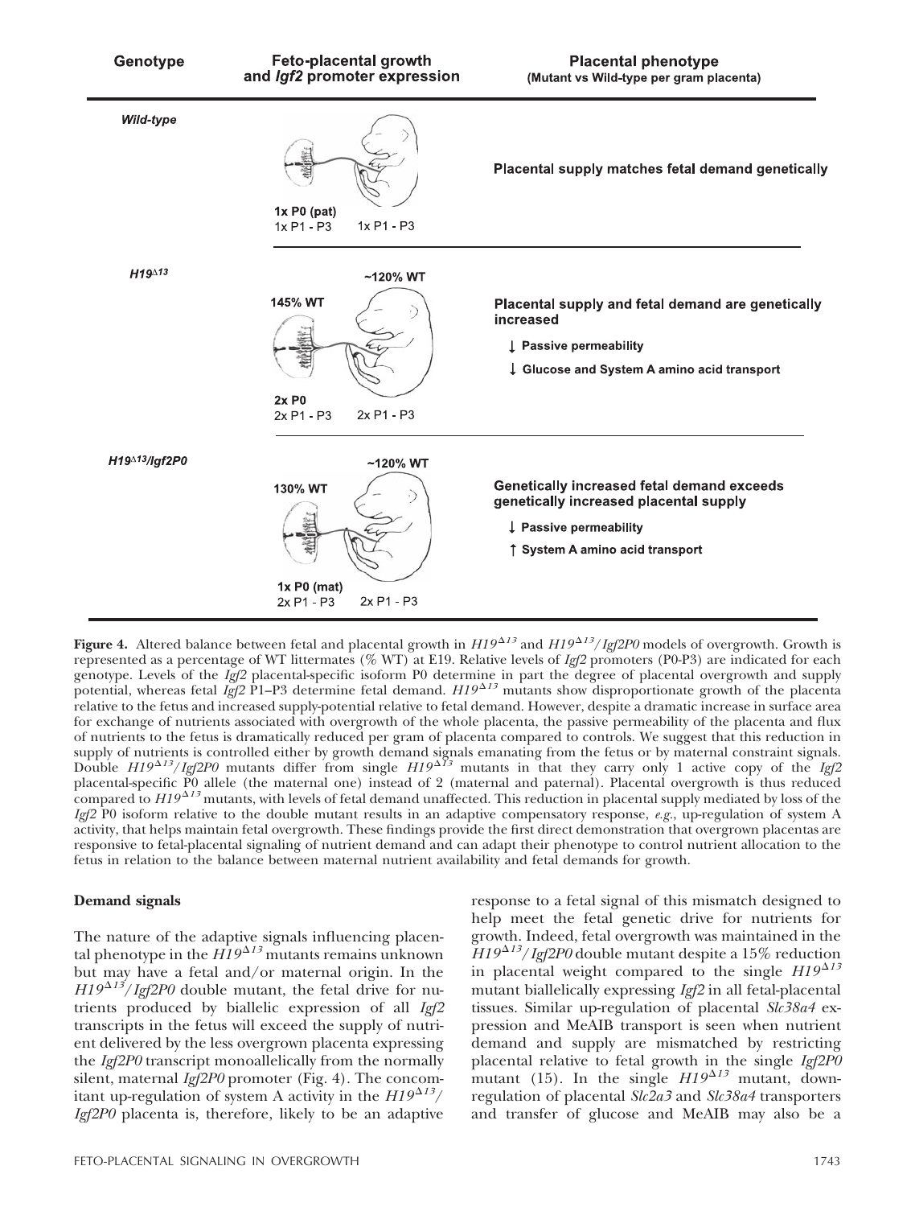| Genotype | Feto-placental growth and *Igf2* promoter expression | Placental phenotype (Mutant vs Wild-type per gram placenta) |
|---|---|---|
| *Wild-type* | 1x P0 (pat); 1x P1 - P3 (placenta); 1x P1 - P3 (fetus) | Placental supply matches fetal demand genetically |
| $H19^{\Delta 13}$ | Placenta 145% WT; Fetus ~120% WT; 2x P0; 2x P1 - P3 (placenta); 2x P1 - P3 (fetus) | Placental supply and fetal demand are genetically increased; ↓ Passive permeability; ↓ Glucose and System A amino acid transport |
| $H19^{\Delta 13}/Igf2P0$ | Placenta 130% WT; Fetus ~120% WT; 1x P0 (mat); 2x P1 - P3 (placenta); 2x P1 - P3 (fetus) | Genetically increased fetal demand exceeds genetically increased placental supply; ↓ Passive permeability; ↑ System A amino acid transport |

**Figure 4.** Altered balance between fetal and placental growth in $H19^{\Delta 13}$ and $H19^{\Delta 13}/Igf2P0$ models of overgrowth. Growth is represented as a percentage of WT littermates (% WT) at E19. Relative levels of *Igf2* promoters (P0-P3) are indicated for each genotype. Levels of the *Igf2* placental-specific isoform P0 determine in part the degree of placental overgrowth and supply potential, whereas fetal *Igf2* P1–P3 determine fetal demand. $H19^{\Delta 13}$ mutants show disproportionate growth of the placenta relative to the fetus and increased supply-potential relative to fetal demand. However, despite a dramatic increase in surface area for exchange of nutrients associated with overgrowth of the whole placenta, the passive permeability of the placenta and flux of nutrients to the fetus is dramatically reduced per gram of placenta compared to controls. We suggest that this reduction in supply of nutrients is controlled either by growth demand signals emanating from the fetus or by maternal constraint signals. Double $H19^{\Delta 13}/Igf2P0$ mutants differ from single $H19^{\Delta 13}$ mutants in that they carry only 1 active copy of the *Igf2* placental-specific P0 allele (the maternal one) instead of 2 (maternal and paternal). Placental overgrowth is thus reduced compared to $H19^{\Delta 13}$ mutants, with levels of fetal demand unaffected. This reduction in placental supply mediated by loss of the *Igf2* P0 isoform relative to the double mutant results in an adaptive compensatory response, *e.g.*, up-regulation of system A activity, that helps maintain fetal overgrowth. These findings provide the first direct demonstration that overgrown placentas are responsive to fetal-placental signaling of nutrient demand and can adapt their phenotype to control nutrient allocation to the fetus in relation to the balance between maternal nutrient availability and fetal demands for growth.

## Demand signals

The nature of the adaptive signals influencing placental phenotype in the $H19^{\Delta 13}$ mutants remains unknown but may have a fetal and/or maternal origin. In the $H19^{\Delta 13}/Igf2P0$ double mutant, the fetal drive for nutrients produced by biallelic expression of all *Igf2* transcripts in the fetus will exceed the supply of nutrient delivered by the less overgrown placenta expressing the *Igf2P0* transcript monoallelically from the normally silent, maternal *Igf2P0* promoter (Fig. 4). The concomitant up-regulation of system A activity in the $H19^{\Delta 13}/Igf2P0$ placenta is, therefore, likely to be an adaptive response to a fetal signal of this mismatch designed to help meet the fetal genetic drive for nutrients for growth. Indeed, fetal overgrowth was maintained in the $H19^{\Delta 13}/Igf2P0$ double mutant despite a 15% reduction in placental weight compared to the single $H19^{\Delta 13}$ mutant biallelically expressing *Igf2* in all fetal-placental tissues. Similar up-regulation of placental *Slc38a4* expression and MeAIB transport is seen when nutrient demand and supply are mismatched by restricting placental relative to fetal growth in the single *Igf2P0* mutant (15). In the single $H19^{\Delta 13}$ mutant, down-regulation of placental *Slc2a3* and *Slc38a4* transporters and transfer of glucose and MeAIB may also be a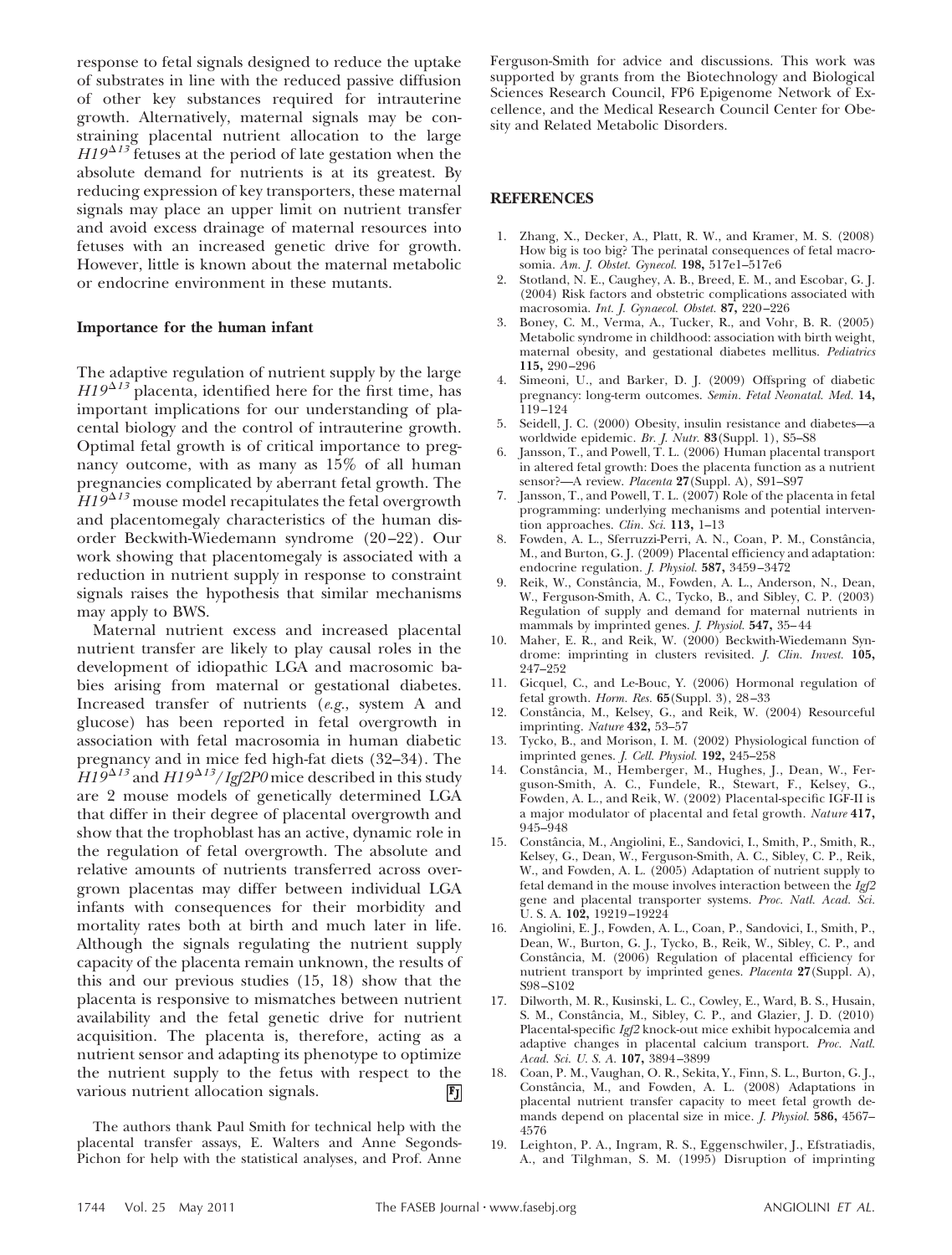response to fetal signals designed to reduce the uptake of substrates in line with the reduced passive diffusion of other key substances required for intrauterine growth. Alternatively, maternal signals may be constraining placental nutrient allocation to the large $H19^{\Delta 13}$ fetuses at the period of late gestation when the absolute demand for nutrients is at its greatest. By reducing expression of key transporters, these maternal signals may place an upper limit on nutrient transfer and avoid excess drainage of maternal resources into fetuses with an increased genetic drive for growth. However, little is known about the maternal metabolic or endocrine environment in these mutants.

### Importance for the human infant

The adaptive regulation of nutrient supply by the large $H19^{\Delta 13}$ placenta, identified here for the first time, has important implications for our understanding of placental biology and the control of intrauterine growth. Optimal fetal growth is of critical importance to pregnancy outcome, with as many as 15% of all human pregnancies complicated by aberrant fetal growth. The $H19^{\Delta 13}$ mouse model recapitulates the fetal overgrowth and placentomegaly characteristics of the human disorder Beckwith-Wiedemann syndrome (20–22). Our work showing that placentomegaly is associated with a reduction in nutrient supply in response to constraint signals raises the hypothesis that similar mechanisms may apply to BWS.

Maternal nutrient excess and increased placental nutrient transfer are likely to play causal roles in the development of idiopathic LGA and macrosomic babies arising from maternal or gestational diabetes. Increased transfer of nutrients (*e.g.*, system A and glucose) has been reported in fetal overgrowth in association with fetal macrosomia in human diabetic pregnancy and in mice fed high-fat diets (32–34). The $H19^{\Delta 13}$ and $H19^{\Delta 13}$/*Igf2P0* mice described in this study are 2 mouse models of genetically determined LGA that differ in their degree of placental overgrowth and show that the trophoblast has an active, dynamic role in the regulation of fetal overgrowth. The absolute and relative amounts of nutrients transferred across overgrown placentas may differ between individual LGA infants with consequences for their morbidity and mortality rates both at birth and much later in life. Although the signals regulating the nutrient supply capacity of the placenta remain unknown, the results of this and our previous studies (15, 18) show that the placenta is responsive to mismatches between nutrient availability and the fetal genetic drive for nutrient acquisition. The placenta is, therefore, acting as a nutrient sensor and adapting its phenotype to optimize the nutrient supply to the fetus with respect to the various nutrient allocation signals.

The authors thank Paul Smith for technical help with the placental transfer assays, E. Walters and Anne Segonds-Pichon for help with the statistical analyses, and Prof. Anne Ferguson-Smith for advice and discussions. This work was supported by grants from the Biotechnology and Biological Sciences Research Council, FP6 Epigenome Network of Excellence, and the Medical Research Council Center for Obesity and Related Metabolic Disorders.

## REFERENCES

1. Zhang, X., Decker, A., Platt, R. W., and Kramer, M. S. (2008) How big is too big? The perinatal consequences of fetal macrosomia. *Am. J. Obstet. Gynecol.* **198,** 517e1–517e6
2. Stotland, N. E., Caughey, A. B., Breed, E. M., and Escobar, G. J. (2004) Risk factors and obstetric complications associated with macrosomia. *Int. J. Gynaecol. Obstet.* **87,** 220–226
3. Boney, C. M., Verma, A., Tucker, R., and Vohr, B. R. (2005) Metabolic syndrome in childhood: association with birth weight, maternal obesity, and gestational diabetes mellitus. *Pediatrics* **115,** 290–296
4. Simeoni, U., and Barker, D. J. (2009) Offspring of diabetic pregnancy: long-term outcomes. *Semin. Fetal Neonatal. Med.* **14,** 119–124
5. Seidell, J. C. (2000) Obesity, insulin resistance and diabetes—a worldwide epidemic. *Br. J. Nutr.* **83**(Suppl. 1), S5–S8
6. Jansson, T., and Powell, T. L. (2006) Human placental transport in altered fetal growth: Does the placenta function as a nutrient sensor?—A review. *Placenta* **27**(Suppl. A), S91–S97
7. Jansson, T., and Powell, T. L. (2007) Role of the placenta in fetal programming: underlying mechanisms and potential intervention approaches. *Clin. Sci.* **113,** 1–13
8. Fowden, A. L., Sferruzzi-Perri, A. N., Coan, P. M., Constância, M., and Burton, G. J. (2009) Placental efficiency and adaptation: endocrine regulation. *J. Physiol.* **587,** 3459–3472
9. Reik, W., Constância, M., Fowden, A. L., Anderson, N., Dean, W., Ferguson-Smith, A. C., Tycko, B., and Sibley, C. P. (2003) Regulation of supply and demand for maternal nutrients in mammals by imprinted genes. *J. Physiol.* **547,** 35–44
10. Maher, E. R., and Reik, W. (2000) Beckwith-Wiedemann Syndrome: imprinting in clusters revisited. *J. Clin. Invest.* **105,** 247–252
11. Gicquel, C., and Le-Bouc, Y. (2006) Hormonal regulation of fetal growth. *Horm. Res.* **65**(Suppl. 3), 28–33
12. Constância, M., Kelsey, G., and Reik, W. (2004) Resourceful imprinting. *Nature* **432,** 53–57
13. Tycko, B., and Morison, I. M. (2002) Physiological function of imprinted genes. *J. Cell. Physiol.* **192,** 245–258
14. Constância, M., Hemberger, M., Hughes, J., Dean, W., Ferguson-Smith, A. C., Fundele, R., Stewart, F., Kelsey, G., Fowden, A. L., and Reik, W. (2002) Placental-specific IGF-II is a major modulator of placental and fetal growth. *Nature* **417,** 945–948
15. Constância, M., Angiolini, E., Sandovici, I., Smith, P., Smith, R., Kelsey, G., Dean, W., Ferguson-Smith, A. C., Sibley, C. P., Reik, W., and Fowden, A. L. (2005) Adaptation of nutrient supply to fetal demand in the mouse involves interaction between the *Igf2* gene and placental transporter systems. *Proc. Natl. Acad. Sci. U. S. A.* **102,** 19219–19224
16. Angiolini, E. J., Fowden, A. L., Coan, P., Sandovici, I., Smith, P., Dean, W., Burton, G. J., Tycko, B., Reik, W., Sibley, C. P., and Constância, M. (2006) Regulation of placental efficiency for nutrient transport by imprinted genes. *Placenta* **27**(Suppl. A), S98–S102
17. Dilworth, M. R., Kusinski, L. C., Cowley, E., Ward, B. S., Husain, S. M., Constância, M., Sibley, C. P., and Glazier, J. D. (2010) Placental-specific *Igf2* knock-out mice exhibit hypocalcemia and adaptive changes in placental calcium transport. *Proc. Natl. Acad. Sci. U. S. A.* **107,** 3894–3899
18. Coan, P. M., Vaughan, O. R., Sekita, Y., Finn, S. L., Burton, G. J., Constância, M., and Fowden, A. L. (2008) Adaptations in placental nutrient transfer capacity to meet fetal growth demands depend on placental size in mice. *J. Physiol.* **586,** 4567–4576
19. Leighton, P. A., Ingram, R. S., Eggenschwiler, J., Efstratiadis, A., and Tilghman, S. M. (1995) Disruption of imprinting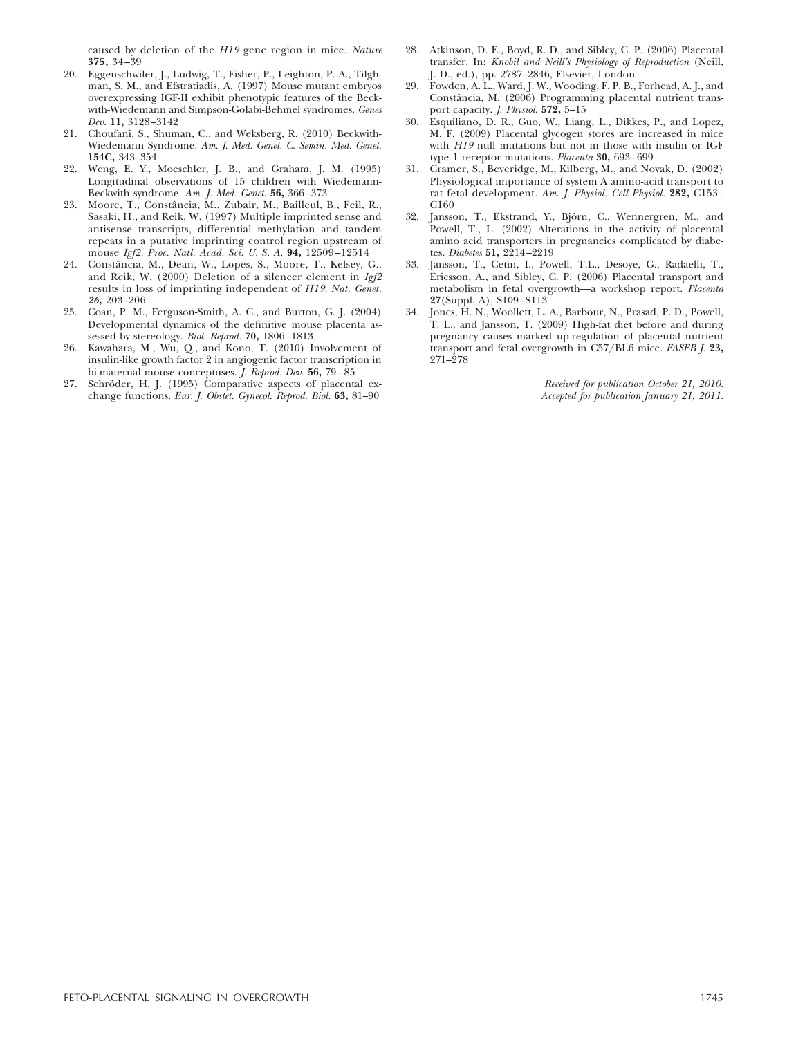caused by deletion of the *H19* gene region in mice. *Nature* **375,** 34–39

20. Eggenschwiler, J., Ludwig, T., Fisher, P., Leighton, P. A., Tilghman, S. M., and Efstratiadis, A. (1997) Mouse mutant embryos overexpressing IGF-II exhibit phenotypic features of the Beckwith-Wiedemann and Simpson-Golabi-Behmel syndromes. *Genes Dev.* **11,** 3128–3142
21. Choufani, S., Shuman, C., and Weksberg, R. (2010) Beckwith-Wiedemann Syndrome. *Am. J. Med. Genet. C. Semin. Med. Genet.* **154C,** 343–354
22. Weng, E. Y., Moeschler, J. B., and Graham, J. M. (1995) Longitudinal observations of 15 children with Wiedemann-Beckwith syndrome. *Am. J. Med. Genet.* **56,** 366–373
23. Moore, T., Constância, M., Zubair, M., Bailleul, B., Feil, R., Sasaki, H., and Reik, W. (1997) Multiple imprinted sense and antisense transcripts, differential methylation and tandem repeats in a putative imprinting control region upstream of mouse *Igf2*. *Proc. Natl. Acad. Sci. U. S. A.* **94,** 12509–12514
24. Constância, M., Dean, W., Lopes, S., Moore, T., Kelsey, G., and Reik, W. (2000) Deletion of a silencer element in *Igf2* results in loss of imprinting independent of *H19*. *Nat. Genet.* **26,** 203–206
25. Coan, P. M., Ferguson-Smith, A. C., and Burton, G. J. (2004) Developmental dynamics of the definitive mouse placenta assessed by stereology. *Biol. Reprod.* **70,** 1806–1813
26. Kawahara, M., Wu, Q., and Kono, T. (2010) Involvement of insulin-like growth factor 2 in angiogenic factor transcription in bi-maternal mouse conceptuses. *J. Reprod. Dev.* **56,** 79–85
27. Schröder, H. J. (1995) Comparative aspects of placental exchange functions. *Eur. J. Obstet. Gynecol. Reprod. Biol.* **63,** 81–90
28. Atkinson, D. E., Boyd, R. D., and Sibley, C. P. (2006) Placental transfer. In: *Knobil and Neill's Physiology of Reproduction* (Neill, J. D., ed.), pp. 2787–2846, Elsevier, London
29. Fowden, A. L., Ward, J. W., Wooding, F. P. B., Forhead, A. J., and Constância, M. (2006) Programming placental nutrient transport capacity. *J. Physiol.* **572,** 5–15
30. Esquiliano, D. R., Guo, W., Liang, L., Dikkes, P., and Lopez, M. F. (2009) Placental glycogen stores are increased in mice with *H19* null mutations but not in those with insulin or IGF type 1 receptor mutations. *Placenta* **30,** 693–699
31. Cramer, S., Beveridge, M., Kilberg, M., and Novak, D. (2002) Physiological importance of system A amino-acid transport to rat fetal development. *Am. J. Physiol. Cell Physiol.* **282,** C153–C160
32. Jansson, T., Ekstrand, Y., Björn, C., Wennergren, M., and Powell, T., L. (2002) Alterations in the activity of placental amino acid transporters in pregnancies complicated by diabetes. *Diabetes* **51,** 2214–2219
33. Jansson, T., Cetin, I., Powell, T.L., Desoye, G., Radaelli, T., Ericsson, A., and Sibley, C. P. (2006) Placental transport and metabolism in fetal overgrowth—a workshop report. *Placenta* **27**(Suppl. A), S109–S113
34. Jones, H. N., Woollett, L. A., Barbour, N., Prasad, P. D., Powell, T. L., and Jansson, T. (2009) High-fat diet before and during pregnancy causes marked up-regulation of placental nutrient transport and fetal overgrowth in C57/BL6 mice. *FASEB J.* **23,** 271–278

*Received for publication October 21, 2010.*
*Accepted for publication January 21, 2011.*